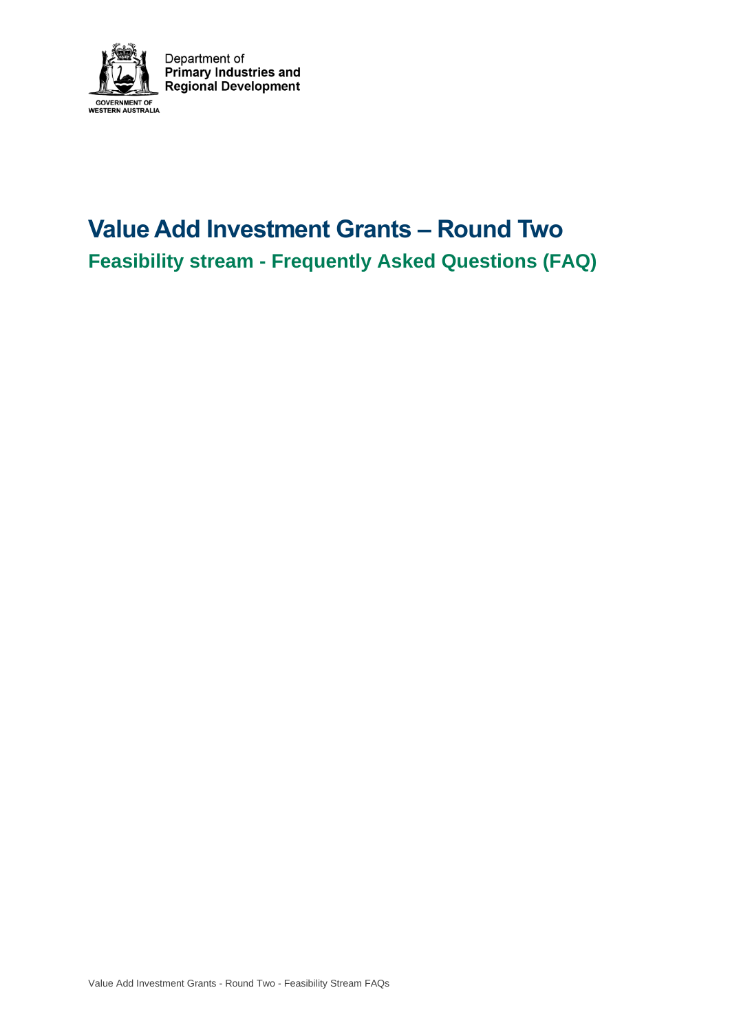Department of
**Primary Industries and Regional Development**

GOVERNMENT OF WESTERN AUSTRALIA

# Value Add Investment Grants – Round Two

## Feasibility stream - Frequently Asked Questions (FAQ)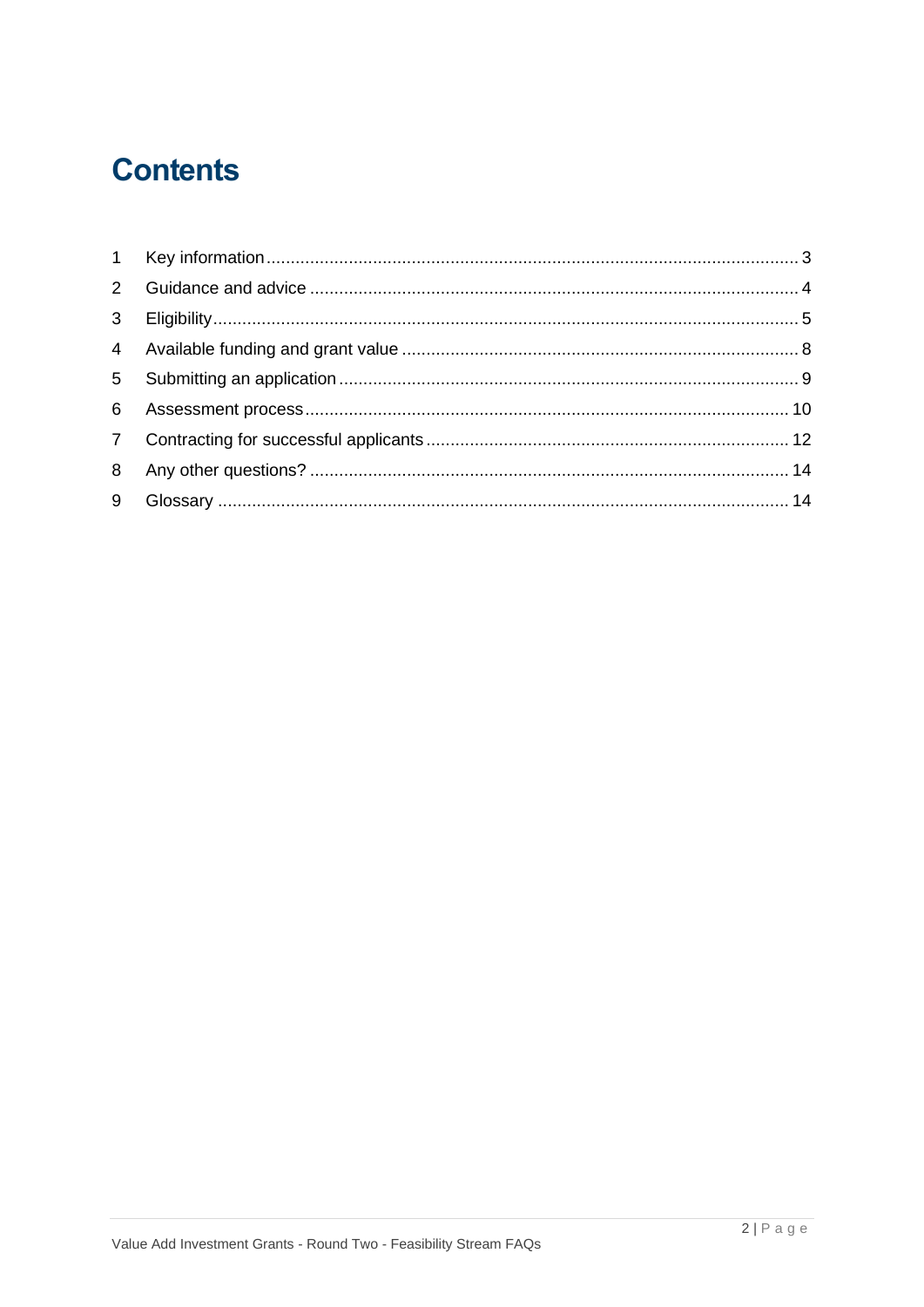# Contents

1 Key information ........................................................................................................ 3
2 Guidance and advice ................................................................................................ 4
3 Eligibility ................................................................................................................... 5
4 Available funding and grant value ............................................................................ 8
5 Submitting an application ........................................................................................ 9
6 Assessment process ................................................................................................ 10
7 Contracting for successful applicants ...................................................................... 12
8 Any other questions? ............................................................................................... 14
9 Glossary ................................................................................................................... 14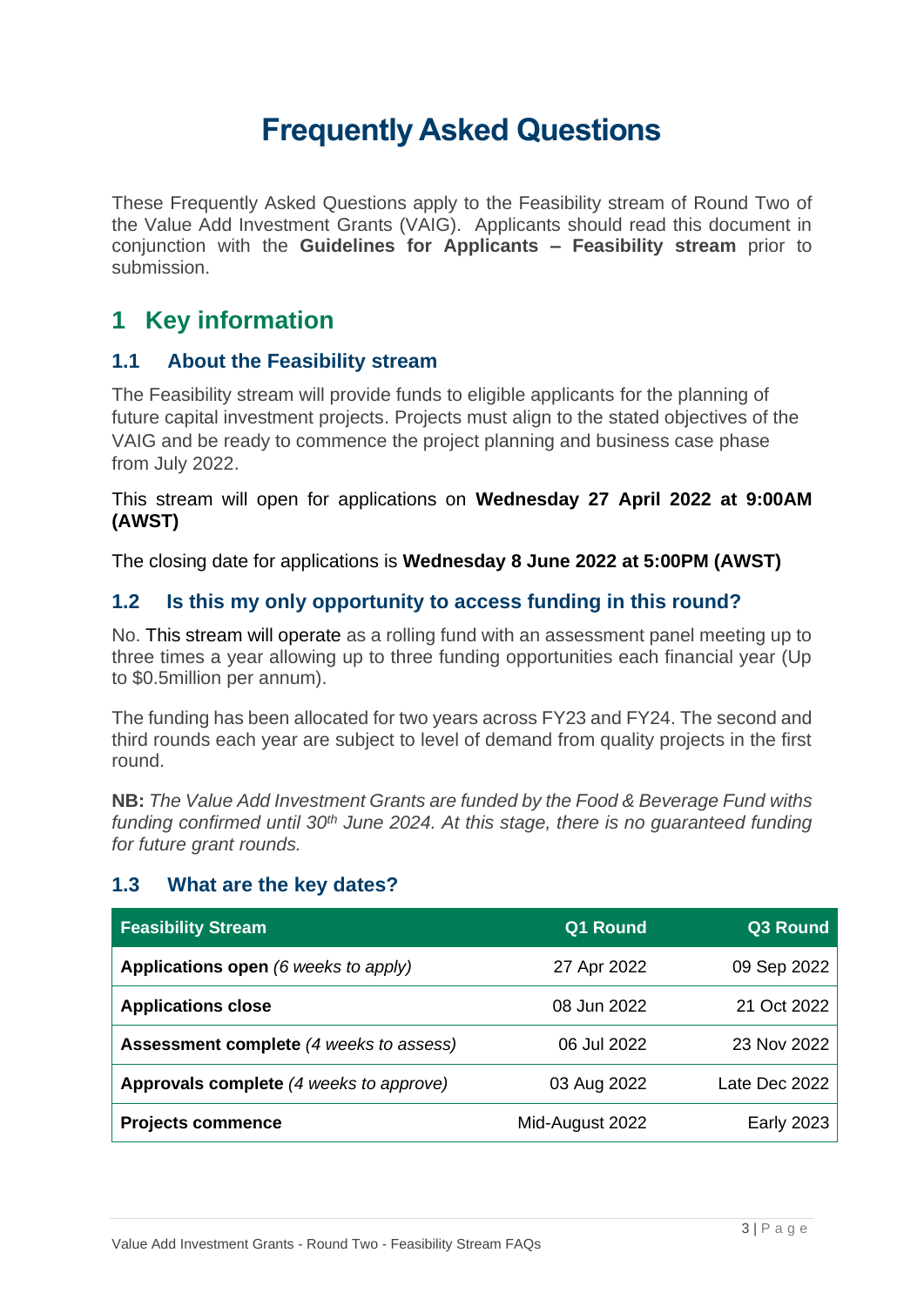# Frequently Asked Questions

These Frequently Asked Questions apply to the Feasibility stream of Round Two of the Value Add Investment Grants (VAIG). Applicants should read this document in conjunction with the **Guidelines for Applicants – Feasibility stream** prior to submission.

## 1 Key information

### 1.1 About the Feasibility stream

The Feasibility stream will provide funds to eligible applicants for the planning of future capital investment projects. Projects must align to the stated objectives of the VAIG and be ready to commence the project planning and business case phase from July 2022.

This stream will open for applications on **Wednesday 27 April 2022 at 9:00AM (AWST)**

The closing date for applications is **Wednesday 8 June 2022 at 5:00PM (AWST)**

### 1.2 Is this my only opportunity to access funding in this round?

No. This stream will operate as a rolling fund with an assessment panel meeting up to three times a year allowing up to three funding opportunities each financial year (Up to $0.5million per annum).

The funding has been allocated for two years across FY23 and FY24. The second and third rounds each year are subject to level of demand from quality projects in the first round.

**NB:** *The Value Add Investment Grants are funded by the Food & Beverage Fund withs funding confirmed until 30th June 2024. At this stage, there is no guaranteed funding for future grant rounds.*

### 1.3 What are the key dates?

| Feasibility Stream | Q1 Round | Q3 Round |
|---|---|---|
| **Applications open** *(6 weeks to apply)* | 27 Apr 2022 | 09 Sep 2022 |
| **Applications close** | 08 Jun 2022 | 21 Oct 2022 |
| **Assessment complete** *(4 weeks to assess)* | 06 Jul 2022 | 23 Nov 2022 |
| **Approvals complete** *(4 weeks to approve)* | 03 Aug 2022 | Late Dec 2022 |
| **Projects commence** | Mid-August 2022 | Early 2023 |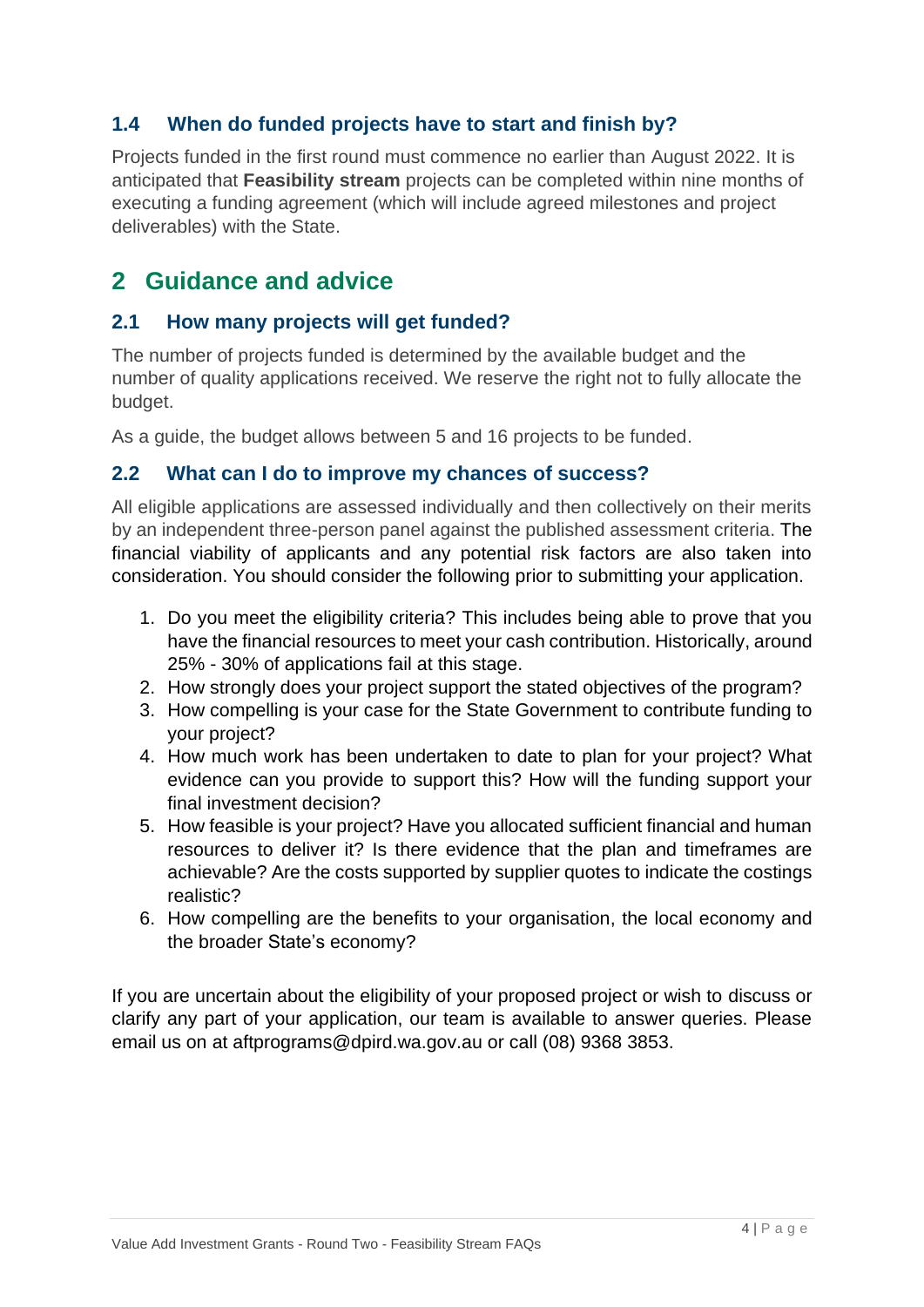### 1.4 When do funded projects have to start and finish by?

Projects funded in the first round must commence no earlier than August 2022. It is anticipated that **Feasibility stream** projects can be completed within nine months of executing a funding agreement (which will include agreed milestones and project deliverables) with the State.

## 2 Guidance and advice

### 2.1 How many projects will get funded?

The number of projects funded is determined by the available budget and the number of quality applications received. We reserve the right not to fully allocate the budget.

As a guide, the budget allows between 5 and 16 projects to be funded.

### 2.2 What can I do to improve my chances of success?

All eligible applications are assessed individually and then collectively on their merits by an independent three-person panel against the published assessment criteria. The financial viability of applicants and any potential risk factors are also taken into consideration. You should consider the following prior to submitting your application.

1. Do you meet the eligibility criteria? This includes being able to prove that you have the financial resources to meet your cash contribution. Historically, around 25% - 30% of applications fail at this stage.
2. How strongly does your project support the stated objectives of the program?
3. How compelling is your case for the State Government to contribute funding to your project?
4. How much work has been undertaken to date to plan for your project? What evidence can you provide to support this? How will the funding support your final investment decision?
5. How feasible is your project? Have you allocated sufficient financial and human resources to deliver it? Is there evidence that the plan and timeframes are achievable? Are the costs supported by supplier quotes to indicate the costings realistic?
6. How compelling are the benefits to your organisation, the local economy and the broader State's economy?

If you are uncertain about the eligibility of your proposed project or wish to discuss or clarify any part of your application, our team is available to answer queries. Please email us on at aftprograms@dpird.wa.gov.au or call (08) 9368 3853.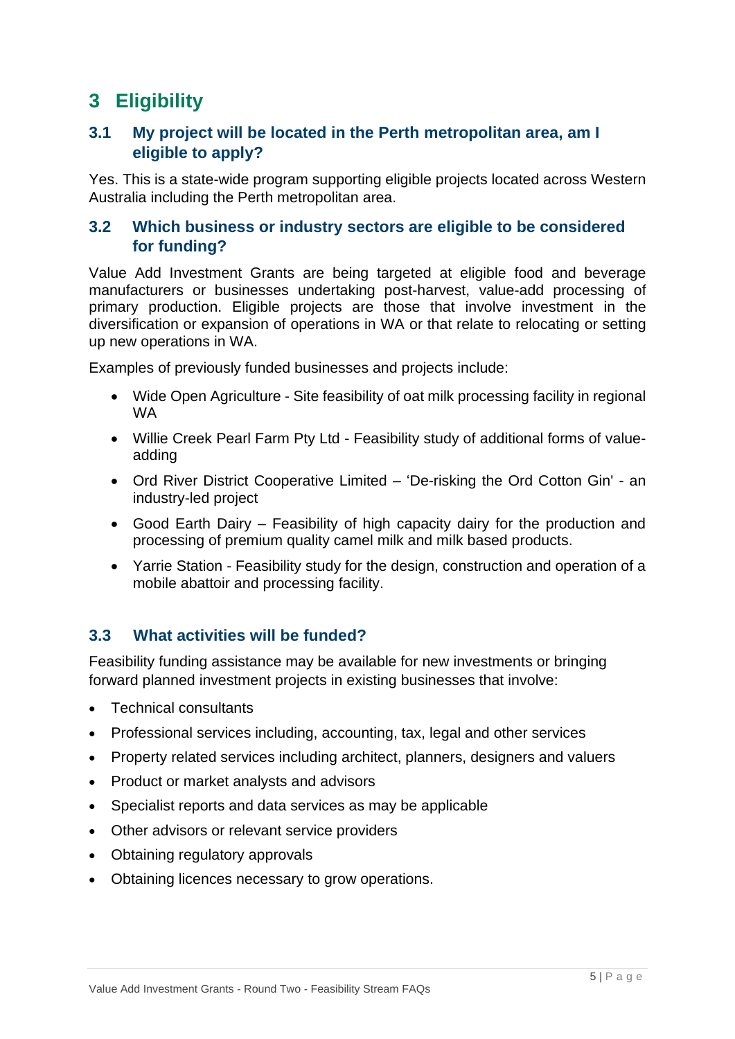# 3 Eligibility

## 3.1 My project will be located in the Perth metropolitan area, am I eligible to apply?

Yes. This is a state-wide program supporting eligible projects located across Western Australia including the Perth metropolitan area.

## 3.2 Which business or industry sectors are eligible to be considered for funding?

Value Add Investment Grants are being targeted at eligible food and beverage manufacturers or businesses undertaking post-harvest, value-add processing of primary production. Eligible projects are those that involve investment in the diversification or expansion of operations in WA or that relate to relocating or setting up new operations in WA.

Examples of previously funded businesses and projects include:

- Wide Open Agriculture - Site feasibility of oat milk processing facility in regional WA
- Willie Creek Pearl Farm Pty Ltd - Feasibility study of additional forms of value-adding
- Ord River District Cooperative Limited – 'De-risking the Ord Cotton Gin' - an industry-led project
- Good Earth Dairy – Feasibility of high capacity dairy for the production and processing of premium quality camel milk and milk based products.
- Yarrie Station - Feasibility study for the design, construction and operation of a mobile abattoir and processing facility.

## 3.3 What activities will be funded?

Feasibility funding assistance may be available for new investments or bringing forward planned investment projects in existing businesses that involve:

- Technical consultants
- Professional services including, accounting, tax, legal and other services
- Property related services including architect, planners, designers and valuers
- Product or market analysts and advisors
- Specialist reports and data services as may be applicable
- Other advisors or relevant service providers
- Obtaining regulatory approvals
- Obtaining licences necessary to grow operations.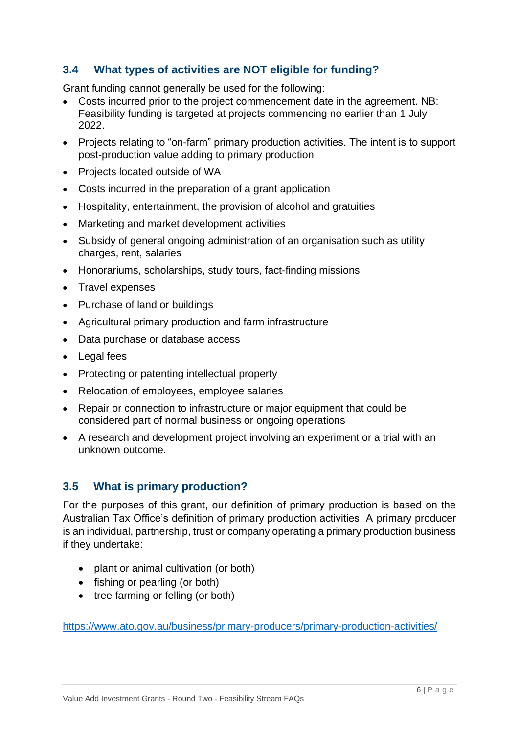### 3.4 What types of activities are NOT eligible for funding?

Grant funding cannot generally be used for the following:

- Costs incurred prior to the project commencement date in the agreement. NB: Feasibility funding is targeted at projects commencing no earlier than 1 July 2022.
- Projects relating to "on-farm" primary production activities. The intent is to support post-production value adding to primary production
- Projects located outside of WA
- Costs incurred in the preparation of a grant application
- Hospitality, entertainment, the provision of alcohol and gratuities
- Marketing and market development activities
- Subsidy of general ongoing administration of an organisation such as utility charges, rent, salaries
- Honorariums, scholarships, study tours, fact-finding missions
- Travel expenses
- Purchase of land or buildings
- Agricultural primary production and farm infrastructure
- Data purchase or database access
- Legal fees
- Protecting or patenting intellectual property
- Relocation of employees, employee salaries
- Repair or connection to infrastructure or major equipment that could be considered part of normal business or ongoing operations
- A research and development project involving an experiment or a trial with an unknown outcome.

### 3.5 What is primary production?

For the purposes of this grant, our definition of primary production is based on the Australian Tax Office's definition of primary production activities. A primary producer is an individual, partnership, trust or company operating a primary production business if they undertake:

- plant or animal cultivation (or both)
- fishing or pearling (or both)
- tree farming or felling (or both)

https://www.ato.gov.au/business/primary-producers/primary-production-activities/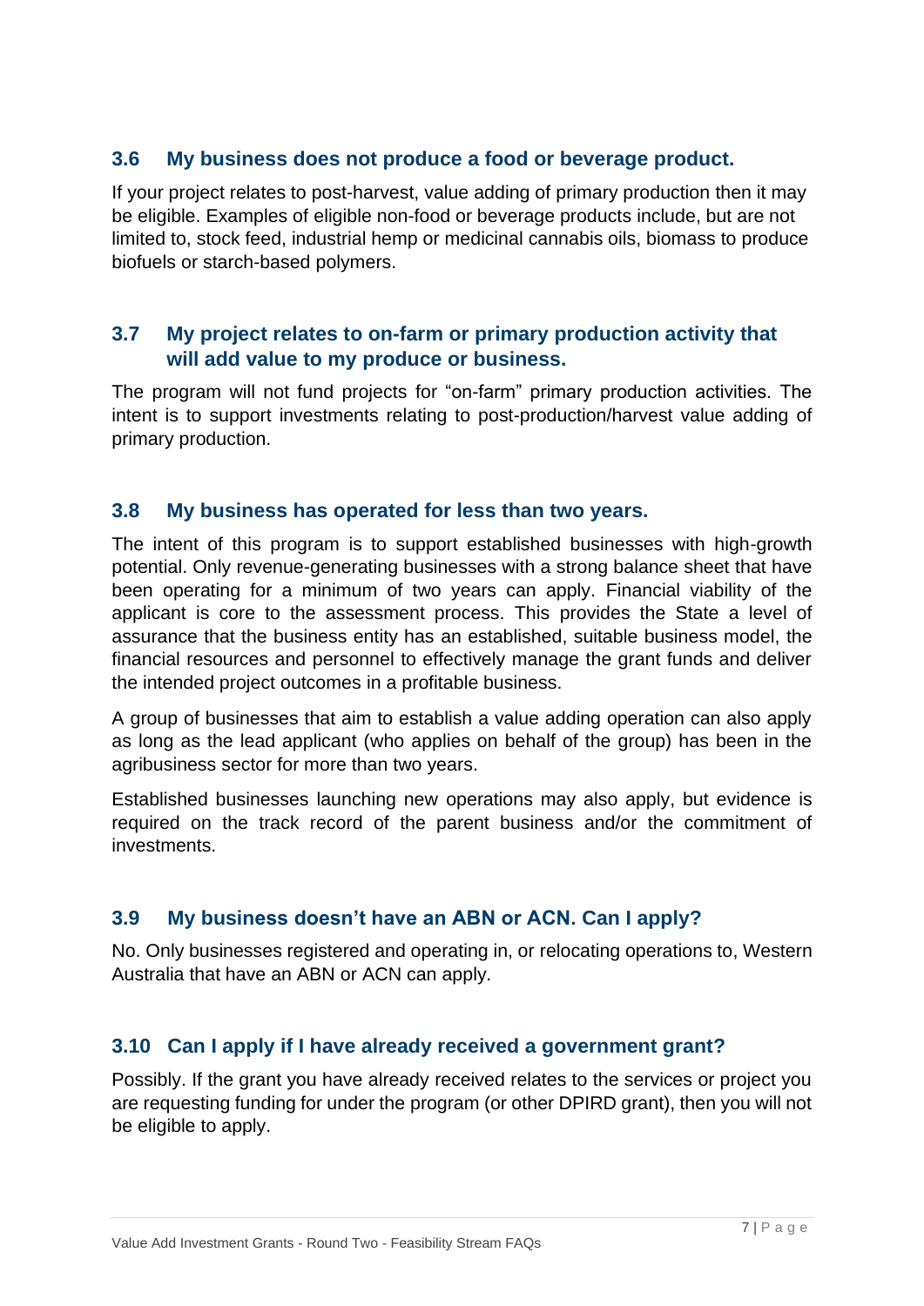### 3.6 My business does not produce a food or beverage product.

If your project relates to post-harvest, value adding of primary production then it may be eligible. Examples of eligible non-food or beverage products include, but are not limited to, stock feed, industrial hemp or medicinal cannabis oils, biomass to produce biofuels or starch-based polymers.

### 3.7 My project relates to on-farm or primary production activity that will add value to my produce or business.

The program will not fund projects for "on-farm" primary production activities. The intent is to support investments relating to post-production/harvest value adding of primary production.

### 3.8 My business has operated for less than two years.

The intent of this program is to support established businesses with high-growth potential. Only revenue-generating businesses with a strong balance sheet that have been operating for a minimum of two years can apply. Financial viability of the applicant is core to the assessment process. This provides the State a level of assurance that the business entity has an established, suitable business model, the financial resources and personnel to effectively manage the grant funds and deliver the intended project outcomes in a profitable business.

A group of businesses that aim to establish a value adding operation can also apply as long as the lead applicant (who applies on behalf of the group) has been in the agribusiness sector for more than two years.

Established businesses launching new operations may also apply, but evidence is required on the track record of the parent business and/or the commitment of investments.

### 3.9 My business doesn't have an ABN or ACN. Can I apply?

No. Only businesses registered and operating in, or relocating operations to, Western Australia that have an ABN or ACN can apply.

### 3.10 Can I apply if I have already received a government grant?

Possibly. If the grant you have already received relates to the services or project you are requesting funding for under the program (or other DPIRD grant), then you will not be eligible to apply.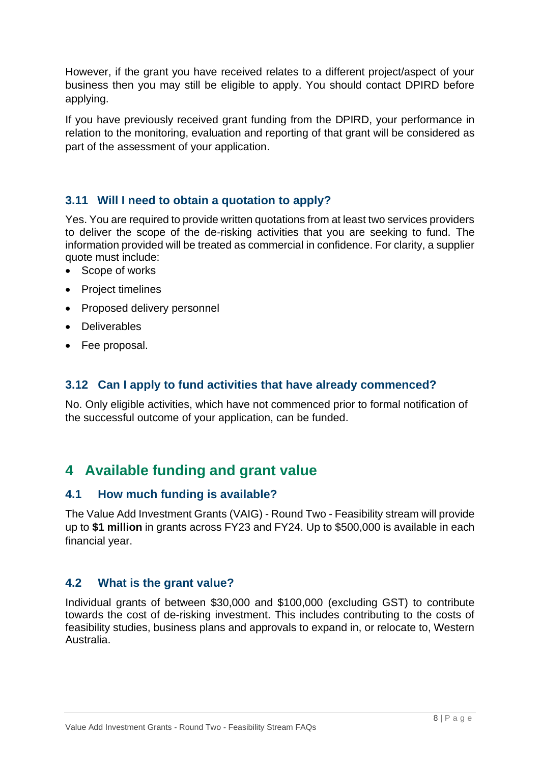However, if the grant you have received relates to a different project/aspect of your business then you may still be eligible to apply. You should contact DPIRD before applying.

If you have previously received grant funding from the DPIRD, your performance in relation to the monitoring, evaluation and reporting of that grant will be considered as part of the assessment of your application.

### 3.11 Will I need to obtain a quotation to apply?

Yes. You are required to provide written quotations from at least two services providers to deliver the scope of the de-risking activities that you are seeking to fund. The information provided will be treated as commercial in confidence. For clarity, a supplier quote must include:

- Scope of works
- Project timelines
- Proposed delivery personnel
- Deliverables
- Fee proposal.

### 3.12 Can I apply to fund activities that have already commenced?

No. Only eligible activities, which have not commenced prior to formal notification of the successful outcome of your application, can be funded.

## 4 Available funding and grant value

### 4.1 How much funding is available?

The Value Add Investment Grants (VAIG) - Round Two - Feasibility stream will provide up to **$1 million** in grants across FY23 and FY24. Up to $500,000 is available in each financial year.

### 4.2 What is the grant value?

Individual grants of between $30,000 and $100,000 (excluding GST) to contribute towards the cost of de-risking investment. This includes contributing to the costs of feasibility studies, business plans and approvals to expand in, or relocate to, Western Australia.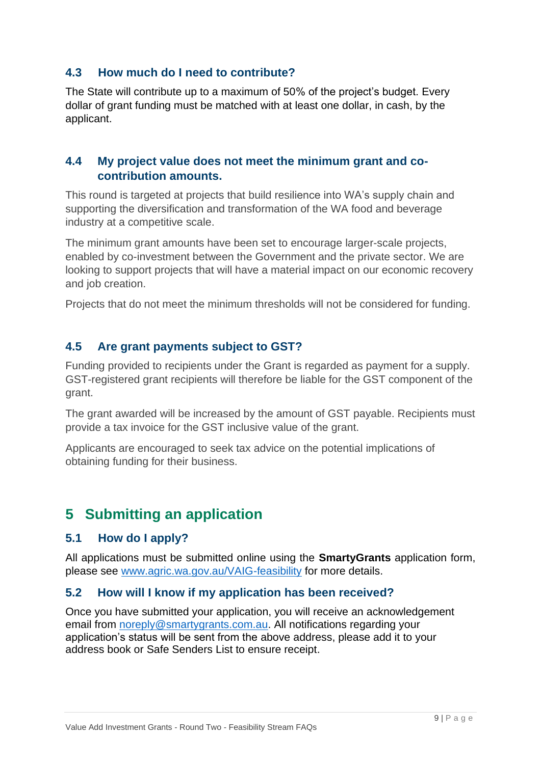### 4.3 How much do I need to contribute?

The State will contribute up to a maximum of 50% of the project's budget. Every dollar of grant funding must be matched with at least one dollar, in cash, by the applicant.

### 4.4 My project value does not meet the minimum grant and co-contribution amounts.

This round is targeted at projects that build resilience into WA's supply chain and supporting the diversification and transformation of the WA food and beverage industry at a competitive scale.

The minimum grant amounts have been set to encourage larger-scale projects, enabled by co-investment between the Government and the private sector. We are looking to support projects that will have a material impact on our economic recovery and job creation.

Projects that do not meet the minimum thresholds will not be considered for funding.

### 4.5 Are grant payments subject to GST?

Funding provided to recipients under the Grant is regarded as payment for a supply. GST-registered grant recipients will therefore be liable for the GST component of the grant.

The grant awarded will be increased by the amount of GST payable. Recipients must provide a tax invoice for the GST inclusive value of the grant.

Applicants are encouraged to seek tax advice on the potential implications of obtaining funding for their business.

## 5 Submitting an application

### 5.1 How do I apply?

All applications must be submitted online using the **SmartyGrants** application form, please see [www.agric.wa.gov.au/VAIG-feasibility](www.agric.wa.gov.au/VAIG-feasibility) for more details.

### 5.2 How will I know if my application has been received?

Once you have submitted your application, you will receive an acknowledgement email from [noreply@smartygrants.com.au](mailto:noreply@smartygrants.com.au). All notifications regarding your application's status will be sent from the above address, please add it to your address book or Safe Senders List to ensure receipt.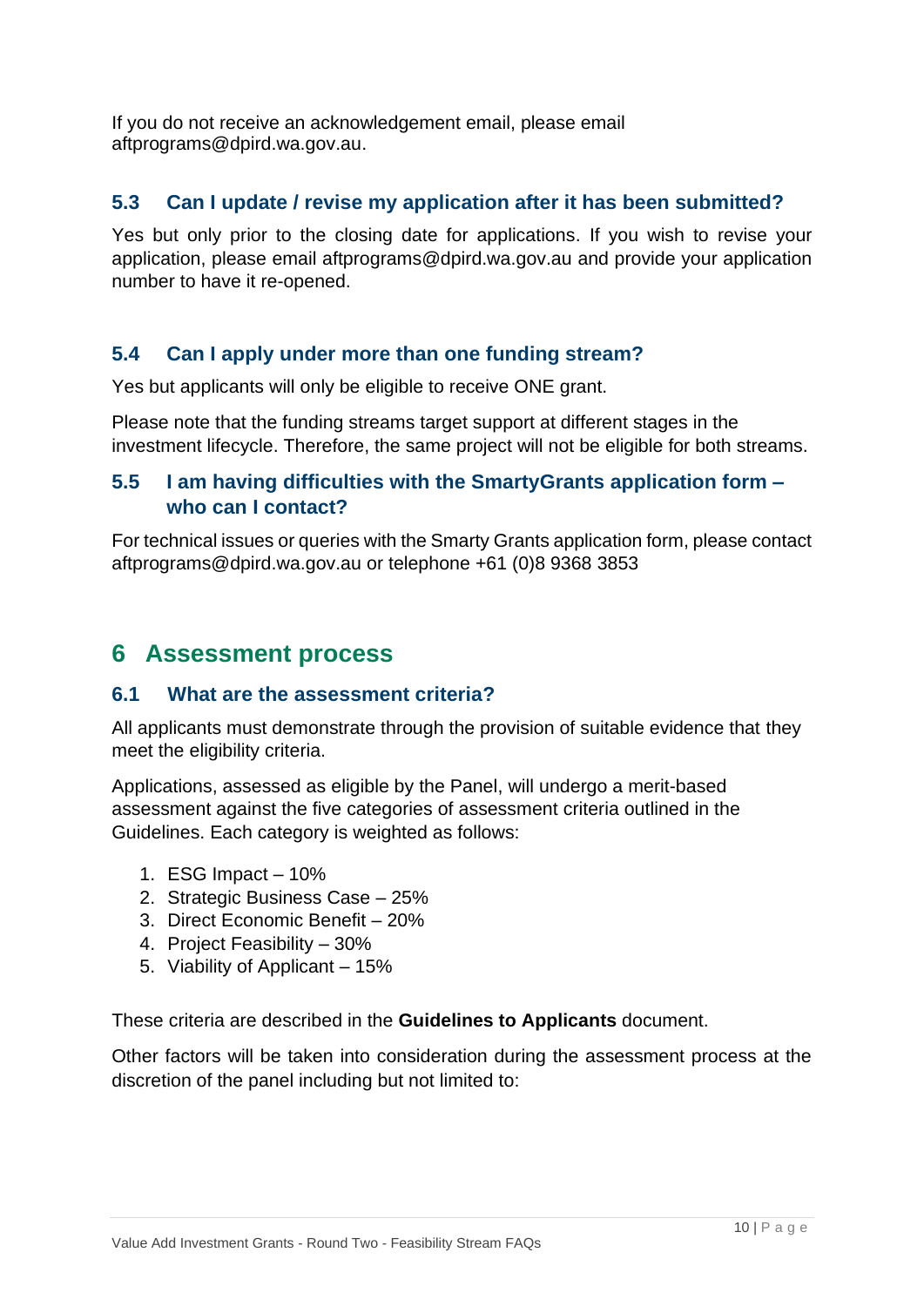If you do not receive an acknowledgement email, please email aftprograms@dpird.wa.gov.au.

### 5.3 Can I update / revise my application after it has been submitted?

Yes but only prior to the closing date for applications. If you wish to revise your application, please email aftprograms@dpird.wa.gov.au and provide your application number to have it re-opened.

### 5.4 Can I apply under more than one funding stream?

Yes but applicants will only be eligible to receive ONE grant.

Please note that the funding streams target support at different stages in the investment lifecycle. Therefore, the same project will not be eligible for both streams.

### 5.5 I am having difficulties with the SmartyGrants application form – who can I contact?

For technical issues or queries with the Smarty Grants application form, please contact aftprograms@dpird.wa.gov.au or telephone +61 (0)8 9368 3853

## 6 Assessment process

### 6.1 What are the assessment criteria?

All applicants must demonstrate through the provision of suitable evidence that they meet the eligibility criteria.

Applications, assessed as eligible by the Panel, will undergo a merit-based assessment against the five categories of assessment criteria outlined in the Guidelines. Each category is weighted as follows:

1. ESG Impact – 10%
2. Strategic Business Case – 25%
3. Direct Economic Benefit – 20%
4. Project Feasibility – 30%
5. Viability of Applicant – 15%

These criteria are described in the **Guidelines to Applicants** document.

Other factors will be taken into consideration during the assessment process at the discretion of the panel including but not limited to: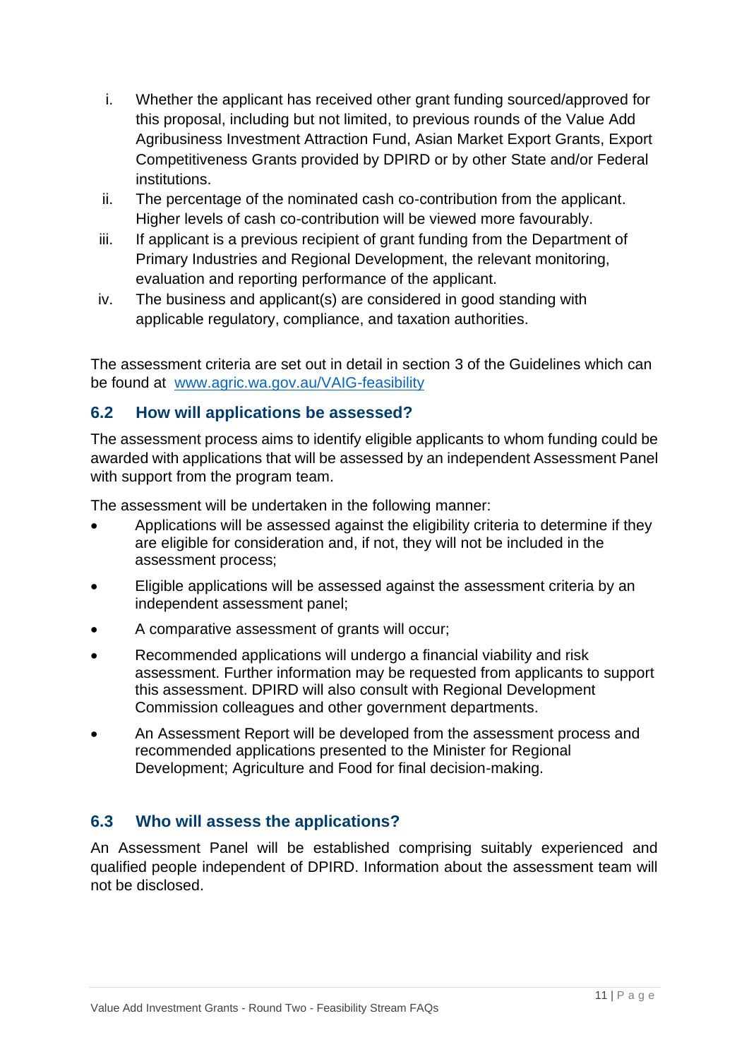i. Whether the applicant has received other grant funding sourced/approved for this proposal, including but not limited, to previous rounds of the Value Add Agribusiness Investment Attraction Fund, Asian Market Export Grants, Export Competitiveness Grants provided by DPIRD or by other State and/or Federal institutions.
ii. The percentage of the nominated cash co-contribution from the applicant. Higher levels of cash co-contribution will be viewed more favourably.
iii. If applicant is a previous recipient of grant funding from the Department of Primary Industries and Regional Development, the relevant monitoring, evaluation and reporting performance of the applicant.
iv. The business and applicant(s) are considered in good standing with applicable regulatory, compliance, and taxation authorities.

The assessment criteria are set out in detail in section 3 of the Guidelines which can be found at [www.agric.wa.gov.au/VAIG-feasibility](http://www.agric.wa.gov.au/VAIG-feasibility)

## 6.2 How will applications be assessed?

The assessment process aims to identify eligible applicants to whom funding could be awarded with applications that will be assessed by an independent Assessment Panel with support from the program team.

The assessment will be undertaken in the following manner:

- Applications will be assessed against the eligibility criteria to determine if they are eligible for consideration and, if not, they will not be included in the assessment process;
- Eligible applications will be assessed against the assessment criteria by an independent assessment panel;
- A comparative assessment of grants will occur;
- Recommended applications will undergo a financial viability and risk assessment. Further information may be requested from applicants to support this assessment. DPIRD will also consult with Regional Development Commission colleagues and other government departments.
- An Assessment Report will be developed from the assessment process and recommended applications presented to the Minister for Regional Development; Agriculture and Food for final decision-making.

## 6.3 Who will assess the applications?

An Assessment Panel will be established comprising suitably experienced and qualified people independent of DPIRD. Information about the assessment team will not be disclosed.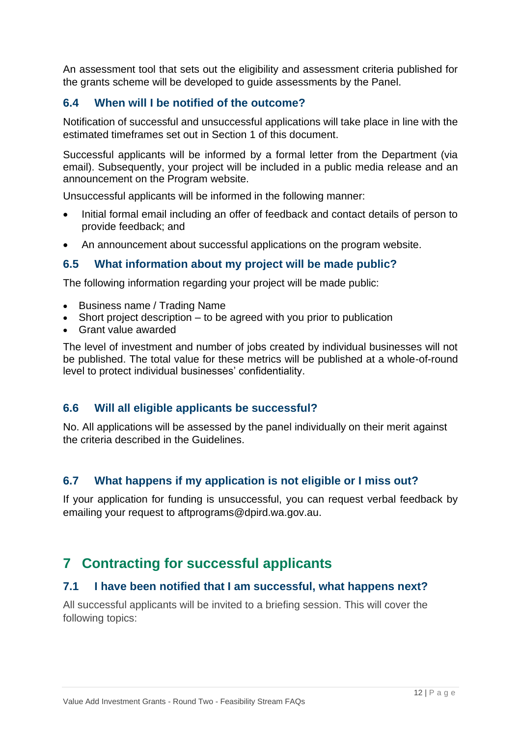An assessment tool that sets out the eligibility and assessment criteria published for the grants scheme will be developed to guide assessments by the Panel.

### 6.4 When will I be notified of the outcome?

Notification of successful and unsuccessful applications will take place in line with the estimated timeframes set out in Section 1 of this document.

Successful applicants will be informed by a formal letter from the Department (via email). Subsequently, your project will be included in a public media release and an announcement on the Program website.

Unsuccessful applicants will be informed in the following manner:

- Initial formal email including an offer of feedback and contact details of person to provide feedback; and
- An announcement about successful applications on the program website.

### 6.5 What information about my project will be made public?

The following information regarding your project will be made public:

- Business name / Trading Name
- Short project description – to be agreed with you prior to publication
- Grant value awarded

The level of investment and number of jobs created by individual businesses will not be published. The total value for these metrics will be published at a whole-of-round level to protect individual businesses' confidentiality.

### 6.6 Will all eligible applicants be successful?

No. All applications will be assessed by the panel individually on their merit against the criteria described in the Guidelines.

### 6.7 What happens if my application is not eligible or I miss out?

If your application for funding is unsuccessful, you can request verbal feedback by emailing your request to aftprograms@dpird.wa.gov.au.

## 7 Contracting for successful applicants

### 7.1 I have been notified that I am successful, what happens next?

All successful applicants will be invited to a briefing session. This will cover the following topics: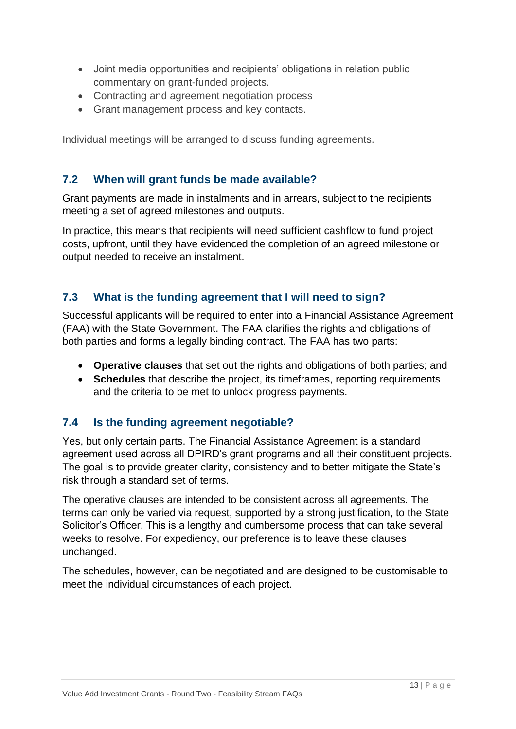- Joint media opportunities and recipients' obligations in relation public commentary on grant-funded projects.
- Contracting and agreement negotiation process
- Grant management process and key contacts.

Individual meetings will be arranged to discuss funding agreements.

### 7.2 When will grant funds be made available?

Grant payments are made in instalments and in arrears, subject to the recipients meeting a set of agreed milestones and outputs.

In practice, this means that recipients will need sufficient cashflow to fund project costs, upfront, until they have evidenced the completion of an agreed milestone or output needed to receive an instalment.

### 7.3 What is the funding agreement that I will need to sign?

Successful applicants will be required to enter into a Financial Assistance Agreement (FAA) with the State Government. The FAA clarifies the rights and obligations of both parties and forms a legally binding contract. The FAA has two parts:

- **Operative clauses** that set out the rights and obligations of both parties; and
- **Schedules** that describe the project, its timeframes, reporting requirements and the criteria to be met to unlock progress payments.

### 7.4 Is the funding agreement negotiable?

Yes, but only certain parts. The Financial Assistance Agreement is a standard agreement used across all DPIRD's grant programs and all their constituent projects. The goal is to provide greater clarity, consistency and to better mitigate the State's risk through a standard set of terms.

The operative clauses are intended to be consistent across all agreements. The terms can only be varied via request, supported by a strong justification, to the State Solicitor's Officer. This is a lengthy and cumbersome process that can take several weeks to resolve. For expediency, our preference is to leave these clauses unchanged.

The schedules, however, can be negotiated and are designed to be customisable to meet the individual circumstances of each project.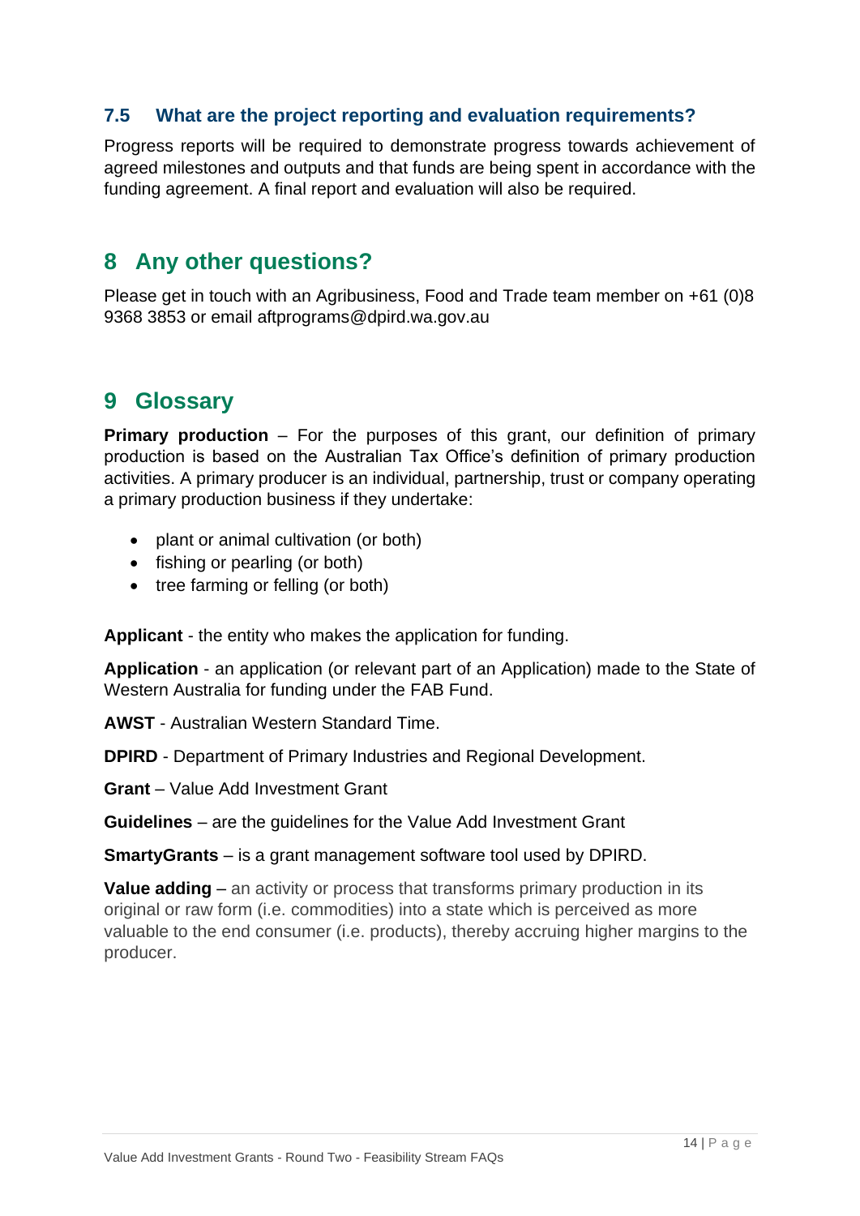### 7.5 What are the project reporting and evaluation requirements?

Progress reports will be required to demonstrate progress towards achievement of agreed milestones and outputs and that funds are being spent in accordance with the funding agreement. A final report and evaluation will also be required.

## 8 Any other questions?

Please get in touch with an Agribusiness, Food and Trade team member on +61 (0)8 9368 3853 or email aftprograms@dpird.wa.gov.au

## 9 Glossary

**Primary production** – For the purposes of this grant, our definition of primary production is based on the Australian Tax Office's definition of primary production activities. A primary producer is an individual, partnership, trust or company operating a primary production business if they undertake:

- plant or animal cultivation (or both)
- fishing or pearling (or both)
- tree farming or felling (or both)

**Applicant** - the entity who makes the application for funding.

**Application** - an application (or relevant part of an Application) made to the State of Western Australia for funding under the FAB Fund.

**AWST** - Australian Western Standard Time.

**DPIRD** - Department of Primary Industries and Regional Development.

**Grant** – Value Add Investment Grant

**Guidelines** – are the guidelines for the Value Add Investment Grant

**SmartyGrants** – is a grant management software tool used by DPIRD.

**Value adding** – an activity or process that transforms primary production in its original or raw form (i.e. commodities) into a state which is perceived as more valuable to the end consumer (i.e. products), thereby accruing higher margins to the producer.